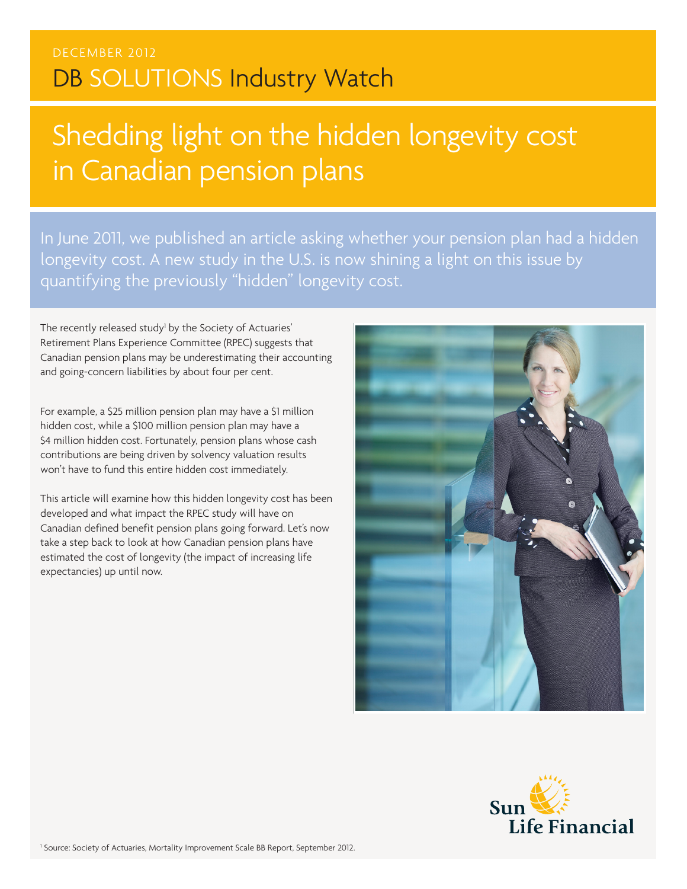DECEMBER 2012

DB SOLUTIONS Industry Watch

# Shedding light on the hidden longevity cost in Canadian pension plans

In June 2011, we published an article asking whether your pension plan had a hidden longevity cost. A new study in the U.S. is now shining a light on this issue by quantifying the previously "hidden" longevity cost.

The recently released study[1] by the Society of Actuaries' Retirement Plans Experience Committee (RPEC) suggests that Canadian pension plans may be underestimating their accounting and going-concern liabilities by about four per cent.

For example, a $25 million pension plan may have a $1 million hidden cost, while a $100 million pension plan may have a $4 million hidden cost. Fortunately, pension plans whose cash contributions are being driven by solvency valuation results won't have to fund this entire hidden cost immediately.

This article will examine how this hidden longevity cost has been developed and what impact the RPEC study will have on Canadian defined benefit pension plans going forward. Let's now take a step back to look at how Canadian pension plans have estimated the cost of longevity (the impact of increasing life expectancies) up until now.

[1] Source: Society of Actuaries, Mortality Improvement Scale BB Report, September 2012.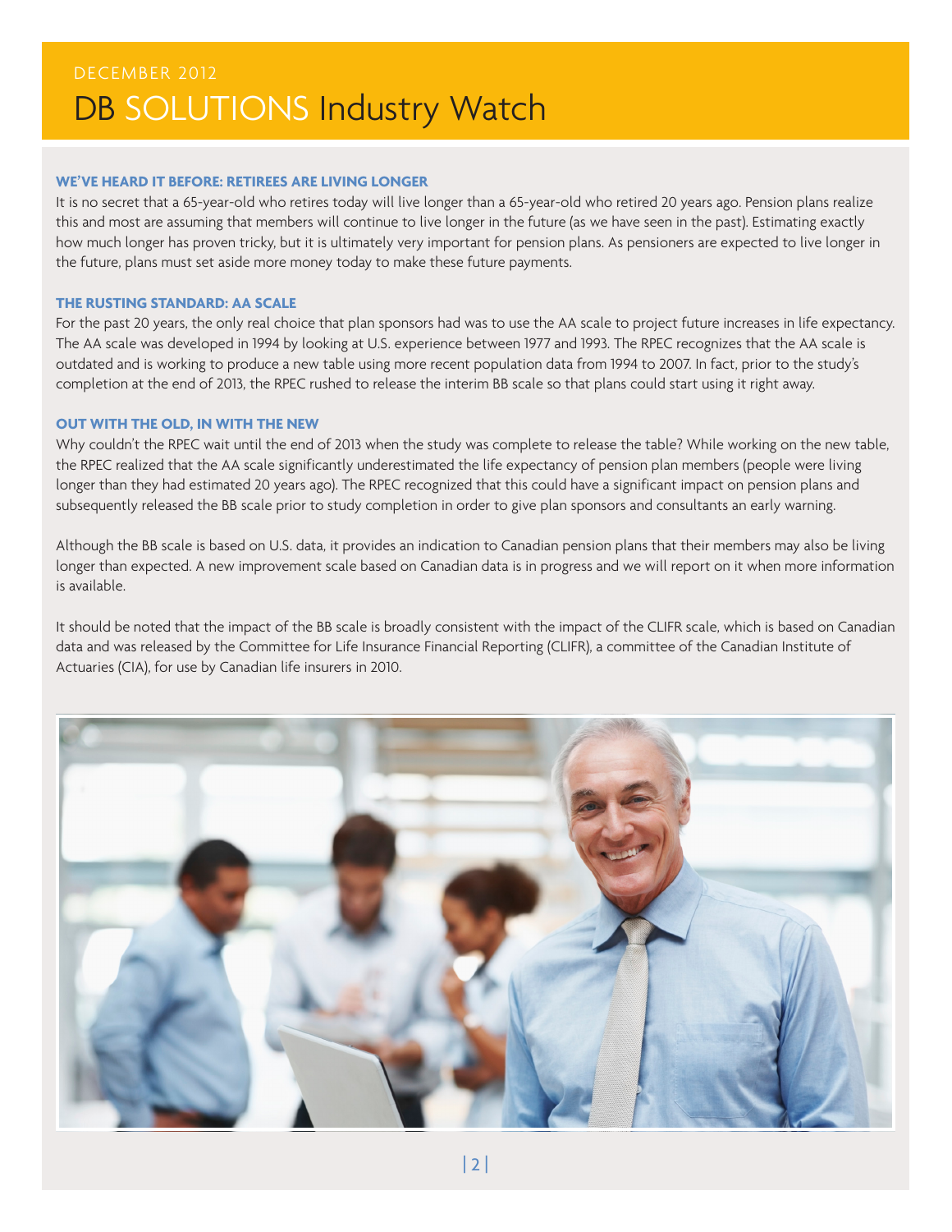### WE'VE HEARD IT BEFORE: RETIREES ARE LIVING LONGER

It is no secret that a 65-year-old who retires today will live longer than a 65-year-old who retired 20 years ago. Pension plans realize this and most are assuming that members will continue to live longer in the future (as we have seen in the past). Estimating exactly how much longer has proven tricky, but it is ultimately very important for pension plans. As pensioners are expected to live longer in the future, plans must set aside more money today to make these future payments.

### THE RUSTING STANDARD: AA SCALE

For the past 20 years, the only real choice that plan sponsors had was to use the AA scale to project future increases in life expectancy. The AA scale was developed in 1994 by looking at U.S. experience between 1977 and 1993. The RPEC recognizes that the AA scale is outdated and is working to produce a new table using more recent population data from 1994 to 2007. In fact, prior to the study's completion at the end of 2013, the RPEC rushed to release the interim BB scale so that plans could start using it right away.

### OUT WITH THE OLD, IN WITH THE NEW

Why couldn't the RPEC wait until the end of 2013 when the study was complete to release the table? While working on the new table, the RPEC realized that the AA scale significantly underestimated the life expectancy of pension plan members (people were living longer than they had estimated 20 years ago). The RPEC recognized that this could have a significant impact on pension plans and subsequently released the BB scale prior to study completion in order to give plan sponsors and consultants an early warning.

Although the BB scale is based on U.S. data, it provides an indication to Canadian pension plans that their members may also be living longer than expected. A new improvement scale based on Canadian data is in progress and we will report on it when more information is available.

It should be noted that the impact of the BB scale is broadly consistent with the impact of the CLIFR scale, which is based on Canadian data and was released by the Committee for Life Insurance Financial Reporting (CLIFR), a committee of the Canadian Institute of Actuaries (CIA), for use by Canadian life insurers in 2010.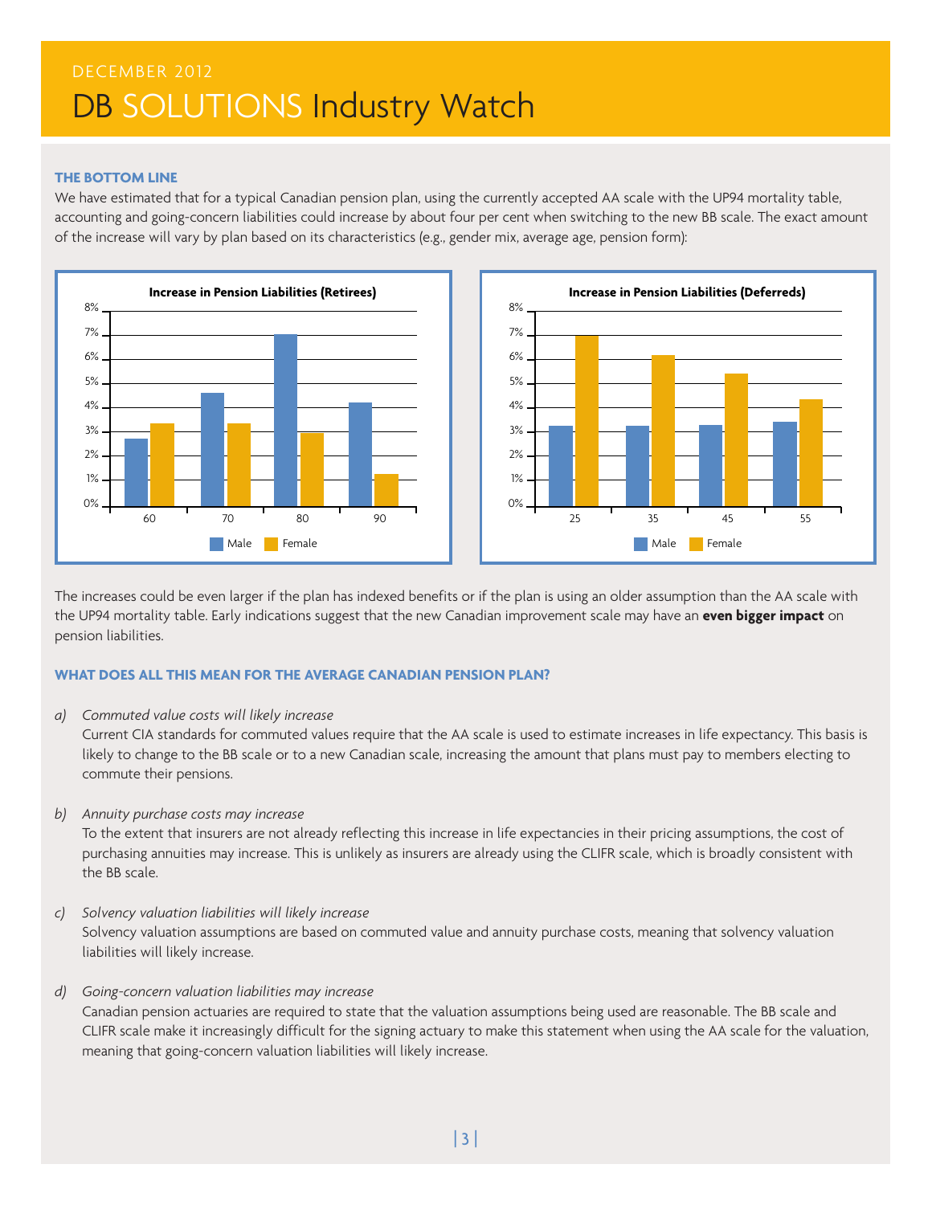### THE BOTTOM LINE

We have estimated that for a typical Canadian pension plan, using the currently accepted AA scale with the UP94 mortality table, accounting and going-concern liabilities could increase by about four per cent when switching to the new BB scale. The exact amount of the increase will vary by plan based on its characteristics (e.g., gender mix, average age, pension form):

**Increase in Pension Liabilities (Retirees)**

**Increase in Pension Liabilities (Deferreds)**

The increases could be even larger if the plan has indexed benefits or if the plan is using an older assumption than the AA scale with the UP94 mortality table. Early indications suggest that the new Canadian improvement scale may have an **even bigger impact** on pension liabilities.

### WHAT DOES ALL THIS MEAN FOR THE AVERAGE CANADIAN PENSION PLAN?

a) *Commuted value costs will likely increase*
   Current CIA standards for commuted values require that the AA scale is used to estimate increases in life expectancy. This basis is likely to change to the BB scale or to a new Canadian scale, increasing the amount that plans must pay to members electing to commute their pensions.

b) *Annuity purchase costs may increase*
   To the extent that insurers are not already reflecting this increase in life expectancies in their pricing assumptions, the cost of purchasing annuities may increase. This is unlikely as insurers are already using the CLIFR scale, which is broadly consistent with the BB scale.

c) *Solvency valuation liabilities will likely increase*
   Solvency valuation assumptions are based on commuted value and annuity purchase costs, meaning that solvency valuation liabilities will likely increase.

d) *Going-concern valuation liabilities may increase*
   Canadian pension actuaries are required to state that the valuation assumptions being used are reasonable. The BB scale and CLIFR scale make it increasingly difficult for the signing actuary to make this statement when using the AA scale for the valuation, meaning that going-concern valuation liabilities will likely increase.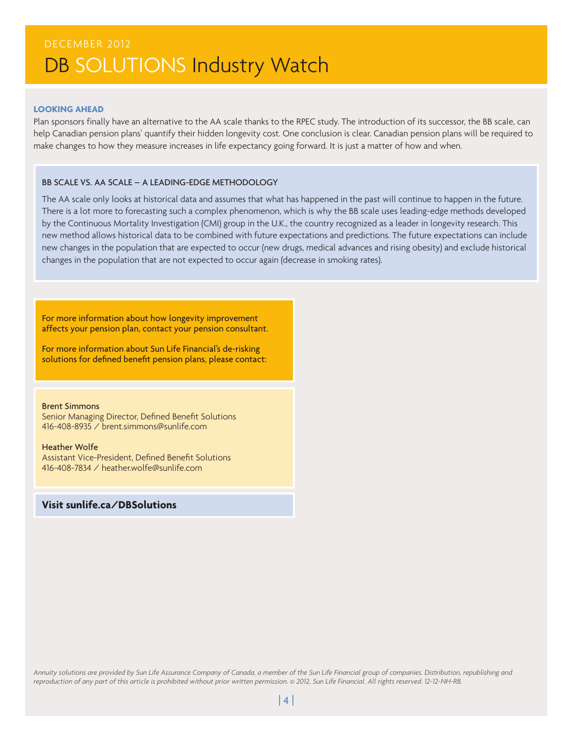## LOOKING AHEAD

Plan sponsors finally have an alternative to the AA scale thanks to the RPEC study. The introduction of its successor, the BB scale, can help Canadian pension plans' quantify their hidden longevity cost. One conclusion is clear. Canadian pension plans will be required to make changes to how they measure increases in life expectancy going forward. It is just a matter of how and when.

### BB SCALE VS. AA SCALE – A LEADING-EDGE METHODOLOGY

The AA scale only looks at historical data and assumes that what has happened in the past will continue to happen in the future. There is a lot more to forecasting such a complex phenomenon, which is why the BB scale uses leading-edge methods developed by the Continuous Mortality Investigation (CMI) group in the U.K., the country recognized as a leader in longevity research. This new method allows historical data to be combined with future expectations and predictions. The future expectations can include new changes in the population that are expected to occur (new drugs, medical advances and rising obesity) and exclude historical changes in the population that are not expected to occur again (decrease in smoking rates).

For more information about how longevity improvement affects your pension plan, contact your pension consultant.

For more information about Sun Life Financial's de-risking solutions for defined benefit pension plans, please contact:

Brent Simmons
Senior Managing Director, Defined Benefit Solutions
416-408-8935 / brent.simmons@sunlife.com

Heather Wolfe
Assistant Vice-President, Defined Benefit Solutions
416-408-7834 / heather.wolfe@sunlife.com

**Visit sunlife.ca/DBSolutions**

*Annuity solutions are provided by Sun Life Assurance Company of Canada, a member of the Sun Life Financial group of companies. Distribution, republishing and reproduction of any part of this article is prohibited without prior written permission. © 2012, Sun Life Financial. All rights reserved. 12-12-NH-RB.*